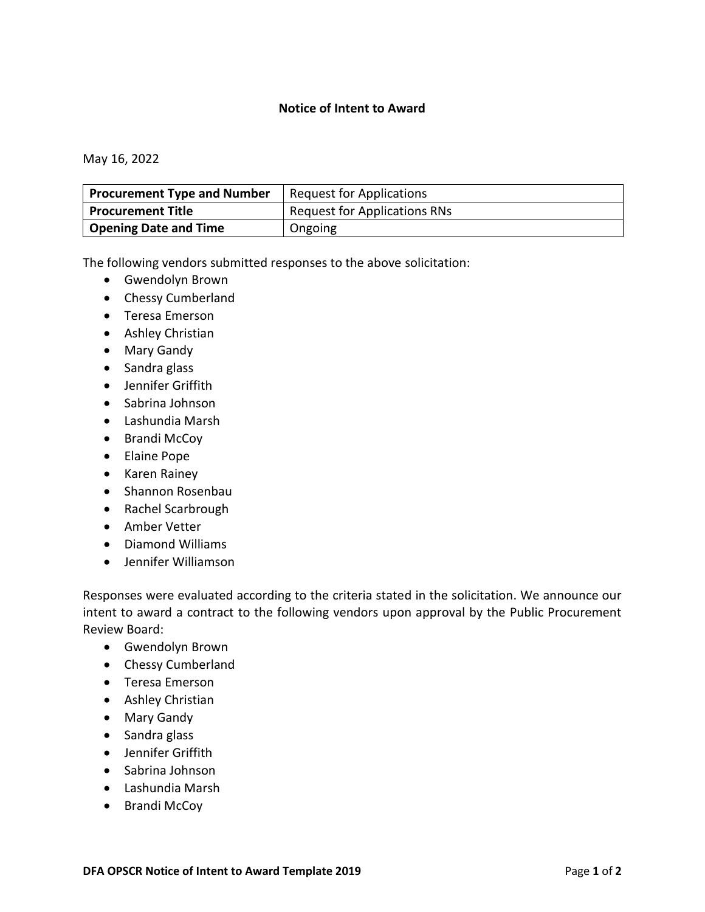# Notice of Intent to Award

May 16, 2022

| **Procurement Type and Number** | Request for Applications |
|---|---|
| **Procurement Title** | Request for Applications RNs |
| **Opening Date and Time** | Ongoing |

The following vendors submitted responses to the above solicitation:

- Gwendolyn Brown
- Chessy Cumberland
- Teresa Emerson
- Ashley Christian
- Mary Gandy
- Sandra glass
- Jennifer Griffith
- Sabrina Johnson
- Lashundia Marsh
- Brandi McCoy
- Elaine Pope
- Karen Rainey
- Shannon Rosenbau
- Rachel Scarbrough
- Amber Vetter
- Diamond Williams
- Jennifer Williamson

Responses were evaluated according to the criteria stated in the solicitation. We announce our intent to award a contract to the following vendors upon approval by the Public Procurement Review Board:

- Gwendolyn Brown
- Chessy Cumberland
- Teresa Emerson
- Ashley Christian
- Mary Gandy
- Sandra glass
- Jennifer Griffith
- Sabrina Johnson
- Lashundia Marsh
- Brandi McCoy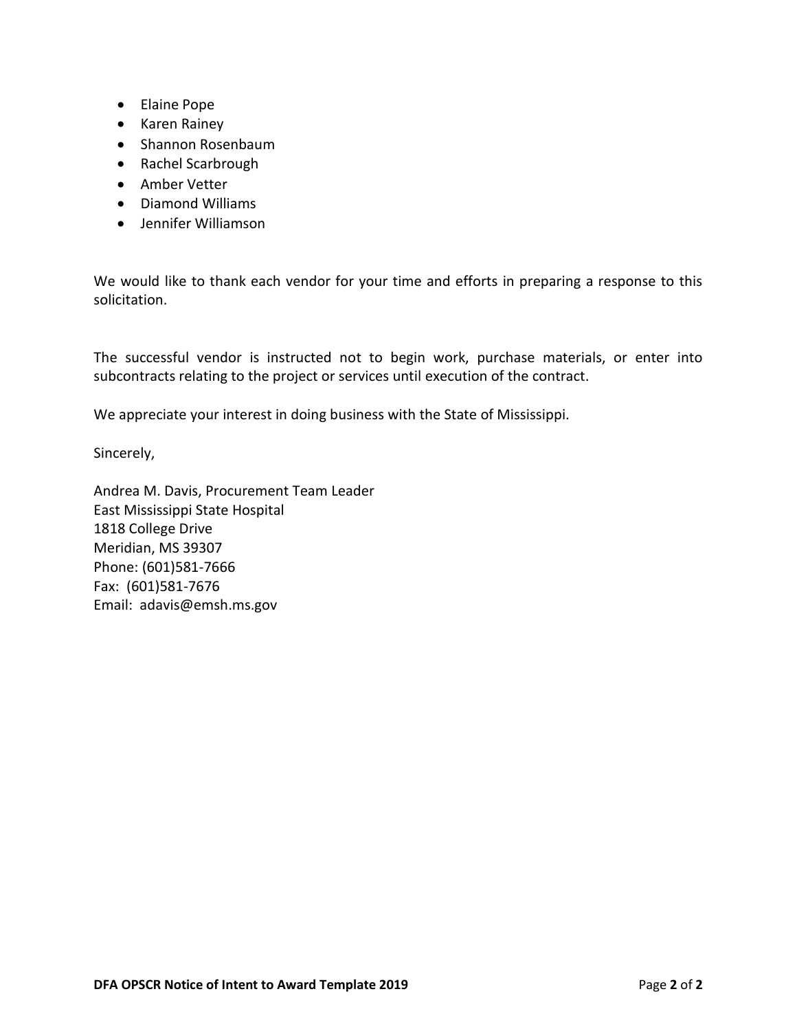- Elaine Pope
- Karen Rainey
- Shannon Rosenbaum
- Rachel Scarbrough
- Amber Vetter
- Diamond Williams
- Jennifer Williamson

We would like to thank each vendor for your time and efforts in preparing a response to this solicitation.

The successful vendor is instructed not to begin work, purchase materials, or enter into subcontracts relating to the project or services until execution of the contract.

We appreciate your interest in doing business with the State of Mississippi.

Sincerely,

Andrea M. Davis, Procurement Team Leader
East Mississippi State Hospital
1818 College Drive
Meridian, MS 39307
Phone: (601)581-7666
Fax: (601)581-7676
Email: adavis@emsh.ms.gov